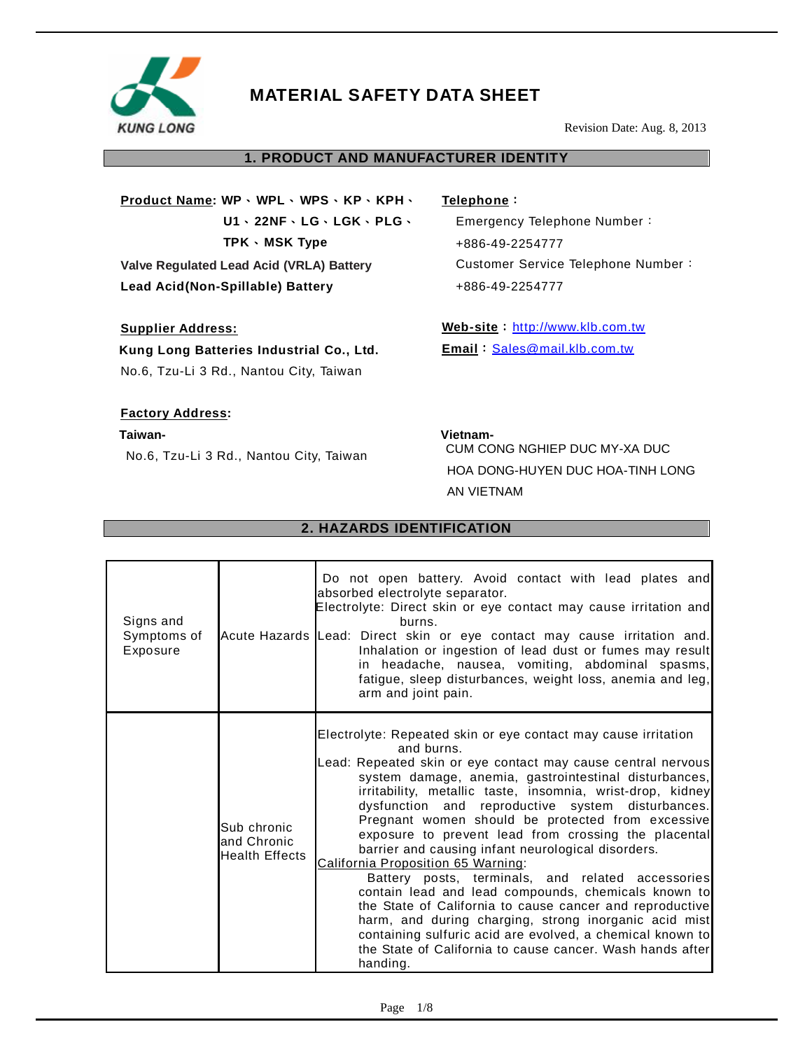KUNG LONG

# MATERIAL SAFETY DATA SHEET

Revision Date: Aug. 8, 2013

## 1. PRODUCT AND MANUFACTURER IDENTITY

**Product Name: WP、WPL、WPS、KP、KPH、U1、22NF、LG、LGK、PLG、TPK、MSK Type**

**Valve Regulated Lead Acid (VRLA) Battery**

**Lead Acid(Non-Spillable) Battery**

**Telephone：**

Emergency Telephone Number：
+886-49-2254777

Customer Service Telephone Number：
+886-49-2254777

**Supplier Address:**

**Kung Long Batteries Industrial Co., Ltd.**

No.6, Tzu-Li 3 Rd., Nantou City, Taiwan

**Web-site：** http://www.klb.com.tw

**Email：** Sales@mail.klb.com.tw

**Factory Address:**

**Taiwan-**

No.6, Tzu-Li 3 Rd., Nantou City, Taiwan

**Vietnam-**

CUM CONG NGHIEP DUC MY-XA DUC HOA DONG-HUYEN DUC HOA-TINH LONG AN VIETNAM

## 2. HAZARDS IDENTIFICATION

| Signs and Symptoms of Exposure | Acute Hazards | Do not open battery. Avoid contact with lead plates and absorbed electrolyte separator.<br>Electrolyte: Direct skin or eye contact may cause irritation and burns.<br>Lead: Direct skin or eye contact may cause irritation and. Inhalation or ingestion of lead dust or fumes may result in headache, nausea, vomiting, abdominal spasms, fatigue, sleep disturbances, weight loss, anemia and leg, arm and joint pain. |
|---|---|---|
| | Sub chronic and Chronic Health Effects | Electrolyte: Repeated skin or eye contact may cause irritation and burns.<br>Lead: Repeated skin or eye contact may cause central nervous system damage, anemia, gastrointestinal disturbances, irritability, metallic taste, insomnia, wrist-drop, kidney dysfunction and reproductive system disturbances. Pregnant women should be protected from excessive exposure to prevent lead from crossing the placental barrier and causing infant neurological disorders.<br>California Proposition 65 Warning:<br>Battery posts, terminals, and related accessories contain lead and lead compounds, chemicals known to the State of California to cause cancer and reproductive harm, and during charging, strong inorganic acid mist containing sulfuric acid are evolved, a chemical known to the State of California to cause cancer. Wash hands after handing. |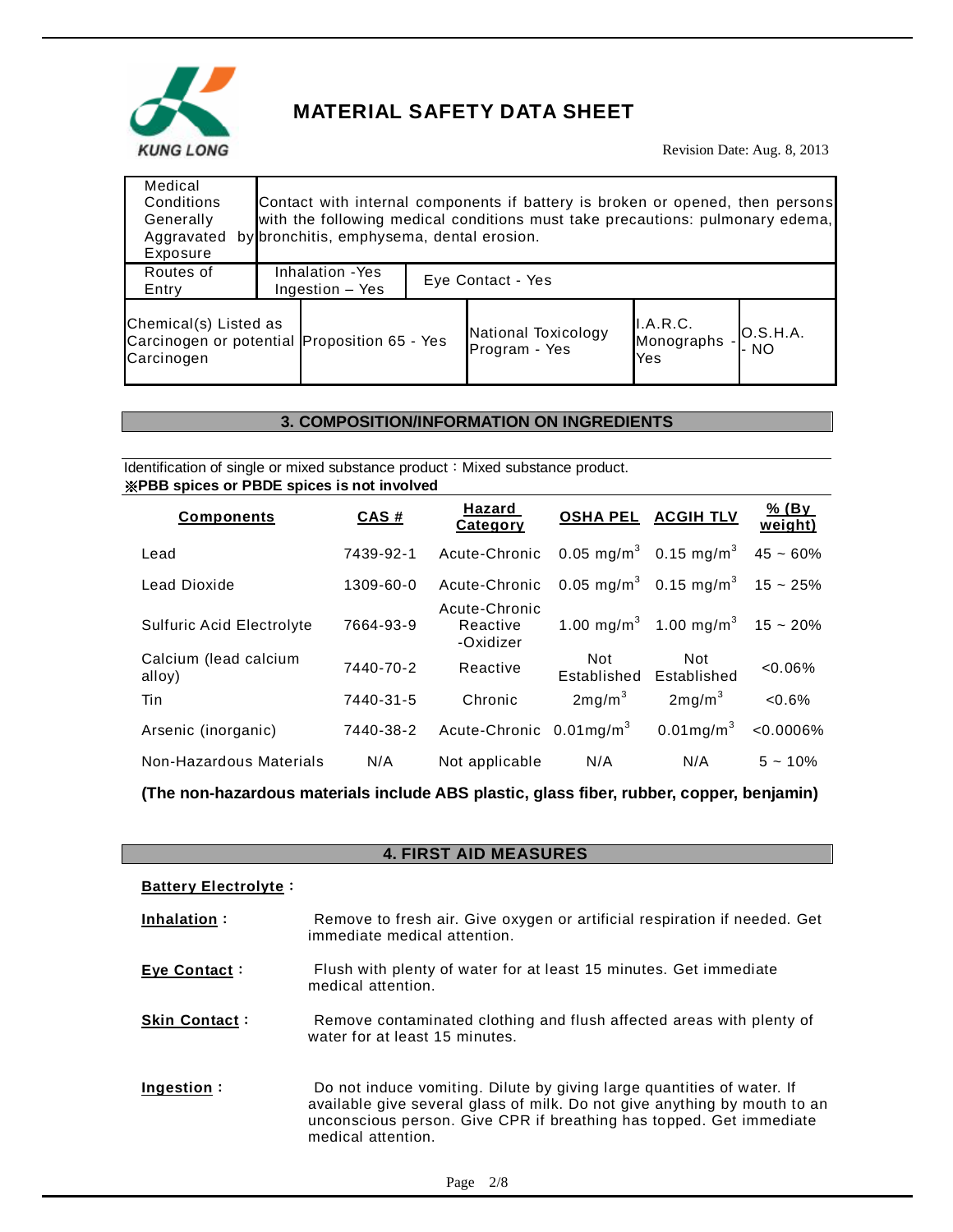| Medical Conditions Generally Aggravated by Exposure | Contact with internal components if battery is broken or opened, then persons with the following medical conditions must take precautions: pulmonary edema, bronchitis, emphysema, dental erosion. | | |
|---|---|---|---|
| Routes of Entry | Inhalation -Yes<br>Ingestion – Yes | Eye Contact - Yes | |

| Chemical(s) Listed as Carcinogen or potential Carcinogen | Proposition 65 - Yes | National Toxicology Program - Yes | I.A.R.C. Monographs - Yes | O.S.H.A. - NO |
|---|---|---|---|---|

## 3. COMPOSITION/INFORMATION ON INGREDIENTS

Identification of single or mixed substance product：Mixed substance product.

**※PBB spices or PBDE spices is not involved**

| Components | CAS # | Hazard Category | OSHA PEL | ACGIH TLV | % (By weight) |
|---|---|---|---|---|---|
| Lead | 7439-92-1 | Acute-Chronic | 0.05 $mg/m^3$ | 0.15 $mg/m^3$ | 45 ~ 60% |
| Lead Dioxide | 1309-60-0 | Acute-Chronic | 0.05 $mg/m^3$ | 0.15 $mg/m^3$ | 15 ~ 25% |
| Sulfuric Acid Electrolyte | 7664-93-9 | Acute-Chronic Reactive -Oxidizer | 1.00 $mg/m^3$ | 1.00 $mg/m^3$ | 15 ~ 20% |
| Calcium (lead calcium alloy) | 7440-70-2 | Reactive | Not Established | Not Established | <0.06% |
| Tin | 7440-31-5 | Chronic | 2$mg/m^3$ | 2$mg/m^3$ | <0.6% |
| Arsenic (inorganic) | 7440-38-2 | Acute-Chronic | 0.01$mg/m^3$ | 0.01$mg/m^3$ | <0.0006% |
| Non-Hazardous Materials | N/A | Not applicable | N/A | N/A | 5 ~ 10% |

**(The non-hazardous materials include ABS plastic, glass fiber, rubber, copper, benjamin)**

## 4. FIRST AID MEASURES

**Battery Electrolyte :**

**Inhalation :** Remove to fresh air. Give oxygen or artificial respiration if needed. Get immediate medical attention.

**Eye Contact :** Flush with plenty of water for at least 15 minutes. Get immediate medical attention.

**Skin Contact :** Remove contaminated clothing and flush affected areas with plenty of water for at least 15 minutes.

**Ingestion :** Do not induce vomiting. Dilute by giving large quantities of water. If available give several glass of milk. Do not give anything by mouth to an unconscious person. Give CPR if breathing has topped. Get immediate medical attention.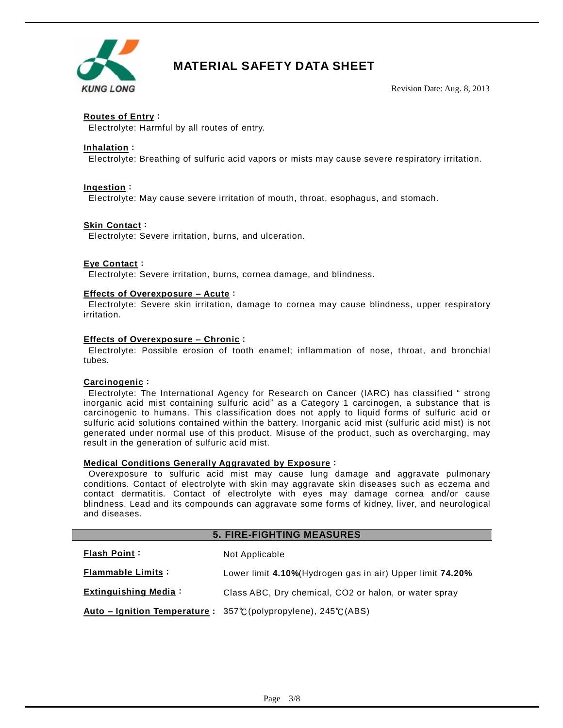**Routes of Entry：**
Electrolyte: Harmful by all routes of entry.

**Inhalation：**
Electrolyte: Breathing of sulfuric acid vapors or mists may cause severe respiratory irritation.

**Ingestion：**
Electrolyte: May cause severe irritation of mouth, throat, esophagus, and stomach.

**Skin Contact：**
Electrolyte: Severe irritation, burns, and ulceration.

**Eye Contact：**
Electrolyte: Severe irritation, burns, cornea damage, and blindness.

**Effects of Overexposure – Acute：**
Electrolyte: Severe skin irritation, damage to cornea may cause blindness, upper respiratory irritation.

**Effects of Overexposure – Chronic：**
Electrolyte: Possible erosion of tooth enamel; inflammation of nose, throat, and bronchial tubes.

**Carcinogenic：**
Electrolyte: The International Agency for Research on Cancer (IARC) has classified " strong inorganic acid mist containing sulfuric acid" as a Category 1 carcinogen, a substance that is carcinogenic to humans. This classification does not apply to liquid forms of sulfuric acid or sulfuric acid solutions contained within the battery. Inorganic acid mist (sulfuric acid mist) is not generated under normal use of this product. Misuse of the product, such as overcharging, may result in the generation of sulfuric acid mist.

**Medical Conditions Generally Aggravated by Exposure：**
Overexposure to sulfuric acid mist may cause lung damage and aggravate pulmonary conditions. Contact of electrolyte with skin may aggravate skin diseases such as eczema and contact dermatitis. Contact of electrolyte with eyes may damage cornea and/or cause blindness. Lead and its compounds can aggravate some forms of kidney, liver, and neurological and diseases.

## 5. FIRE-FIGHTING MEASURES

**Flash Point：** Not Applicable

**Flammable Limits：** Lower limit **4.10%**(Hydrogen gas in air) Upper limit **74.20%**

**Extinguishing Media：** Class ABC, Dry chemical, $CO_2$ or halon, or water spray

**Auto – Ignition Temperature：** 357℃(polypropylene), 245℃(ABS)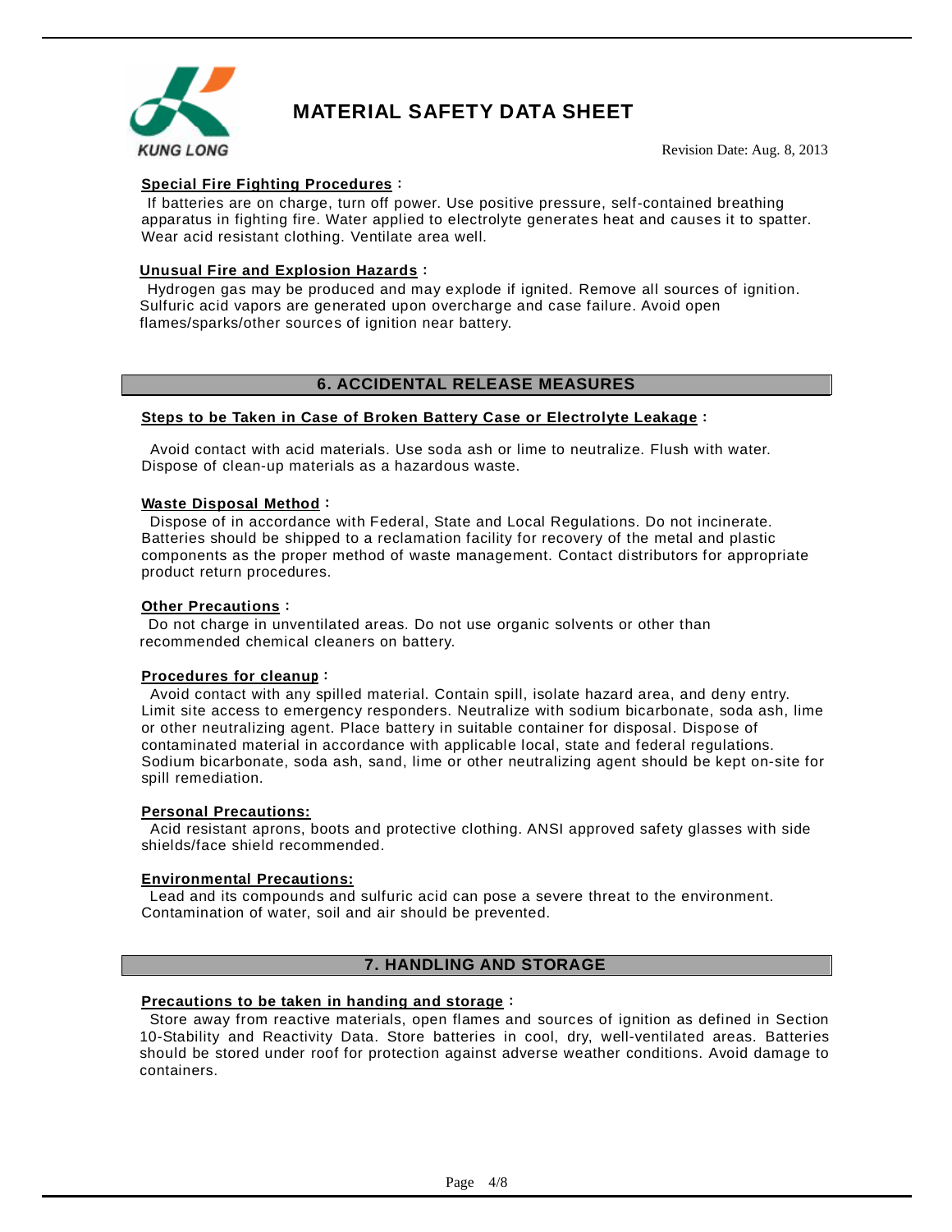**Special Fire Fighting Procedures :**

If batteries are on charge, turn off power. Use positive pressure, self-contained breathing apparatus in fighting fire. Water applied to electrolyte generates heat and causes it to spatter. Wear acid resistant clothing. Ventilate area well.

**Unusual Fire and Explosion Hazards :**

Hydrogen gas may be produced and may explode if ignited. Remove all sources of ignition. Sulfuric acid vapors are generated upon overcharge and case failure. Avoid open flames/sparks/other sources of ignition near battery.

## 6. ACCIDENTAL RELEASE MEASURES

**Steps to be Taken in Case of Broken Battery Case or Electrolyte Leakage :**

Avoid contact with acid materials. Use soda ash or lime to neutralize. Flush with water. Dispose of clean-up materials as a hazardous waste.

**Waste Disposal Method :**

Dispose of in accordance with Federal, State and Local Regulations. Do not incinerate. Batteries should be shipped to a reclamation facility for recovery of the metal and plastic components as the proper method of waste management. Contact distributors for appropriate product return procedures.

**Other Precautions :**

Do not charge in unventilated areas. Do not use organic solvents or other than recommended chemical cleaners on battery.

**Procedures for cleanup :**

Avoid contact with any spilled material. Contain spill, isolate hazard area, and deny entry. Limit site access to emergency responders. Neutralize with sodium bicarbonate, soda ash, lime or other neutralizing agent. Place battery in suitable container for disposal. Dispose of contaminated material in accordance with applicable local, state and federal regulations. Sodium bicarbonate, soda ash, sand, lime or other neutralizing agent should be kept on-site for spill remediation.

**Personal Precautions:**

Acid resistant aprons, boots and protective clothing. ANSI approved safety glasses with side shields/face shield recommended.

**Environmental Precautions:**

Lead and its compounds and sulfuric acid can pose a severe threat to the environment. Contamination of water, soil and air should be prevented.

## 7. HANDLING AND STORAGE

**Precautions to be taken in handing and storage :**

Store away from reactive materials, open flames and sources of ignition as defined in Section 10-Stability and Reactivity Data. Store batteries in cool, dry, well-ventilated areas. Batteries should be stored under roof for protection against adverse weather conditions. Avoid damage to containers.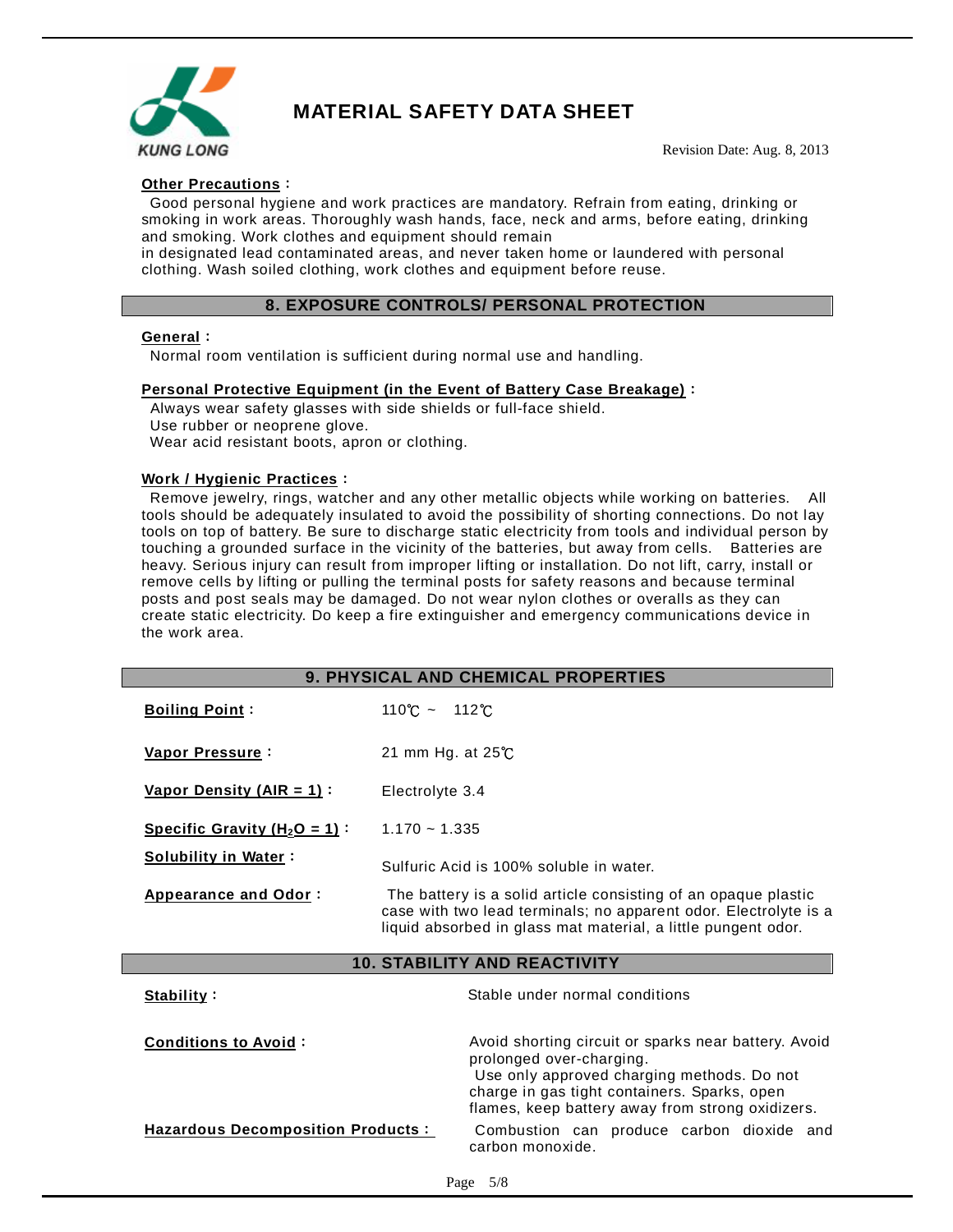**Other Precautions** :

Good personal hygiene and work practices are mandatory. Refrain from eating, drinking or smoking in work areas. Thoroughly wash hands, face, neck and arms, before eating, drinking and smoking. Work clothes and equipment should remain
in designated lead contaminated areas, and never taken home or laundered with personal clothing. Wash soiled clothing, work clothes and equipment before reuse.

## 8. EXPOSURE CONTROLS/ PERSONAL PROTECTION

**General** :

Normal room ventilation is sufficient during normal use and handling.

**Personal Protective Equipment (in the Event of Battery Case Breakage)** :

Always wear safety glasses with side shields or full-face shield.
Use rubber or neoprene glove.
Wear acid resistant boots, apron or clothing.

**Work / Hygienic Practices** :

Remove jewelry, rings, watcher and any other metallic objects while working on batteries. All tools should be adequately insulated to avoid the possibility of shorting connections. Do not lay tools on top of battery. Be sure to discharge static electricity from tools and individual person by touching a grounded surface in the vicinity of the batteries, but away from cells. Batteries are heavy. Serious injury can result from improper lifting or installation. Do not lift, carry, install or remove cells by lifting or pulling the terminal posts for safety reasons and because terminal posts and post seals may be damaged. Do not wear nylon clothes or overalls as they can create static electricity. Do keep a fire extinguisher and emergency communications device in the work area.

## 9. PHYSICAL AND CHEMICAL PROPERTIES

| | |
|---|---|
| **Boiling Point** : | 110℃ ~ 112℃ |
| **Vapor Pressure** : | 21 mm Hg. at 25℃ |
| **Vapor Density (AIR = 1)** : | Electrolyte 3.4 |
| **Specific Gravity ($H_2O$ = 1)** : | 1.170 ~ 1.335 |
| **Solubility in Water** : | Sulfuric Acid is 100% soluble in water. |
| **Appearance and Odor** : | The battery is a solid article consisting of an opaque plastic case with two lead terminals; no apparent odor. Electrolyte is a liquid absorbed in glass mat material, a little pungent odor. |

## 10. STABILITY AND REACTIVITY

| | |
|---|---|
| **Stability** : | Stable under normal conditions |
| **Conditions to Avoid** : | Avoid shorting circuit or sparks near battery. Avoid prolonged over-charging. Use only approved charging methods. Do not charge in gas tight containers. Sparks, open flames, keep battery away from strong oxidizers. |
| **Hazardous Decomposition Products** : | Combustion can produce carbon dioxide and carbon monoxide. |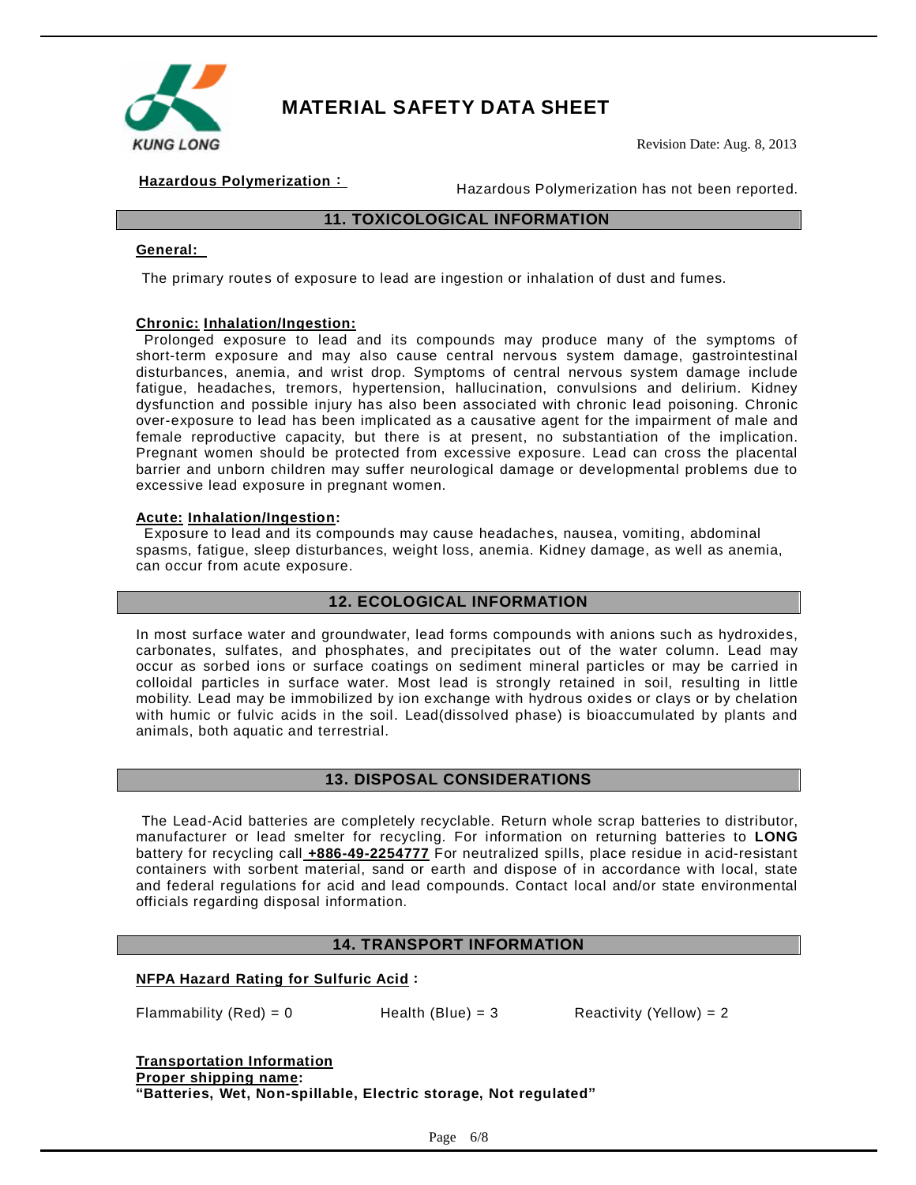**Hazardous Polymerization :** Hazardous Polymerization has not been reported.

## 11. TOXICOLOGICAL INFORMATION

**General:**

The primary routes of exposure to lead are ingestion or inhalation of dust and fumes.

**Chronic: Inhalation/Ingestion:**

Prolonged exposure to lead and its compounds may produce many of the symptoms of short-term exposure and may also cause central nervous system damage, gastrointestinal disturbances, anemia, and wrist drop. Symptoms of central nervous system damage include fatigue, headaches, tremors, hypertension, hallucination, convulsions and delirium. Kidney dysfunction and possible injury has also been associated with chronic lead poisoning. Chronic over-exposure to lead has been implicated as a causative agent for the impairment of male and female reproductive capacity, but there is at present, no substantiation of the implication. Pregnant women should be protected from excessive exposure. Lead can cross the placental barrier and unborn children may suffer neurological damage or developmental problems due to excessive lead exposure in pregnant women.

**Acute: Inhalation/Ingestion:**

Exposure to lead and its compounds may cause headaches, nausea, vomiting, abdominal spasms, fatigue, sleep disturbances, weight loss, anemia. Kidney damage, as well as anemia, can occur from acute exposure.

## 12. ECOLOGICAL INFORMATION

In most surface water and groundwater, lead forms compounds with anions such as hydroxides, carbonates, sulfates, and phosphates, and precipitates out of the water column. Lead may occur as sorbed ions or surface coatings on sediment mineral particles or may be carried in colloidal particles in surface water. Most lead is strongly retained in soil, resulting in little mobility. Lead may be immobilized by ion exchange with hydrous oxides or clays or by chelation with humic or fulvic acids in the soil. Lead(dissolved phase) is bioaccumulated by plants and animals, both aquatic and terrestrial.

## 13. DISPOSAL CONSIDERATIONS

The Lead-Acid batteries are completely recyclable. Return whole scrap batteries to distributor, manufacturer or lead smelter for recycling. For information on returning batteries to **LONG** battery for recycling call **+886-49-2254777** For neutralized spills, place residue in acid-resistant containers with sorbent material, sand or earth and dispose of in accordance with local, state and federal regulations for acid and lead compounds. Contact local and/or state environmental officials regarding disposal information.

## 14. TRANSPORT INFORMATION

**NFPA Hazard Rating for Sulfuric Acid :**

Flammability (Red) = 0    Health (Blue) = 3    Reactivity (Yellow) = 2

**Transportation Information**

**Proper shipping name:**

**"Batteries, Wet, Non-spillable, Electric storage, Not regulated"**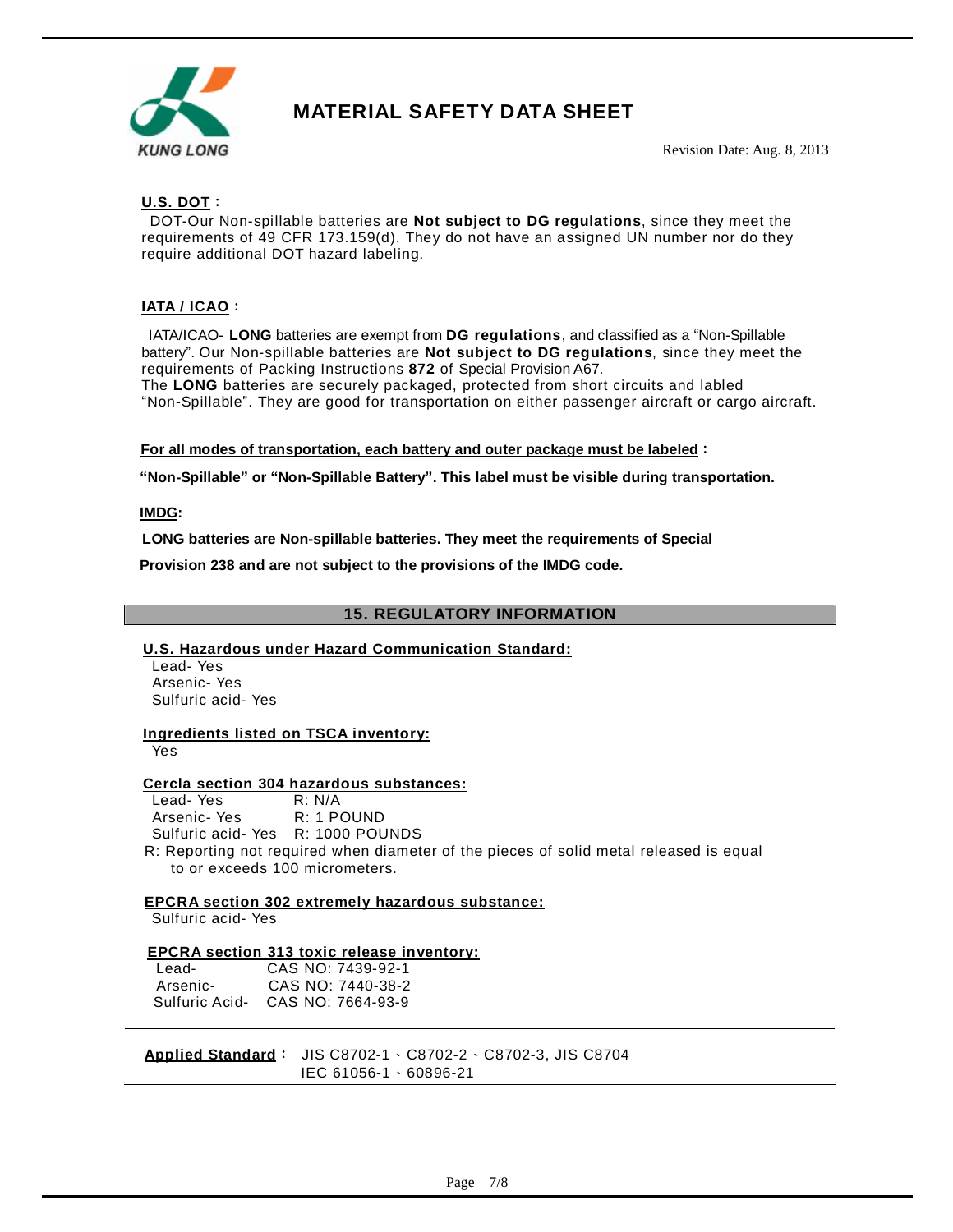**U.S. DOT :**

DOT-Our Non-spillable batteries are **Not subject to DG regulations**, since they meet the requirements of 49 CFR 173.159(d). They do not have an assigned UN number nor do they require additional DOT hazard labeling.

**IATA / ICAO :**

IATA/ICAO- **LONG** batteries are exempt from **DG regulations**, and classified as a "Non-Spillable battery". Our Non-spillable batteries are **Not subject to DG regulations**, since they meet the requirements of Packing Instructions **872** of Special Provision A67.
The **LONG** batteries are securely packaged, protected from short circuits and labled "Non-Spillable". They are good for transportation on either passenger aircraft or cargo aircraft.

**For all modes of transportation, each battery and outer package must be labeled :**

**"Non-Spillable" or "Non-Spillable Battery". This label must be visible during transportation.**

**IMDG:**

**LONG batteries are Non-spillable batteries. They meet the requirements of Special Provision 238 and are not subject to the provisions of the IMDG code.**

## 15. REGULATORY INFORMATION

**U.S. Hazardous under Hazard Communication Standard:**

Lead- Yes
Arsenic- Yes
Sulfuric acid- Yes

**Ingredients listed on TSCA inventory:**

Yes

**Cercla section 304 hazardous substances:**

| | |
|---|---|
| Lead- Yes | R: N/A |
| Arsenic- Yes | R: 1 POUND |
| Sulfuric acid- Yes | R: 1000 POUNDS |

R: Reporting not required when diameter of the pieces of solid metal released is equal to or exceeds 100 micrometers.

**EPCRA section 302 extremely hazardous substance:**

Sulfuric acid- Yes

**EPCRA section 313 toxic release inventory:**

| | |
|---|---|
| Lead- | CAS NO: 7439-92-1 |
| Arsenic- | CAS NO: 7440-38-2 |
| Sulfuric Acid- | CAS NO: 7664-93-9 |

**Applied Standard :** JIS C8702-1、C8702-2、C8702-3, JIS C8704
IEC 61056-1、60896-21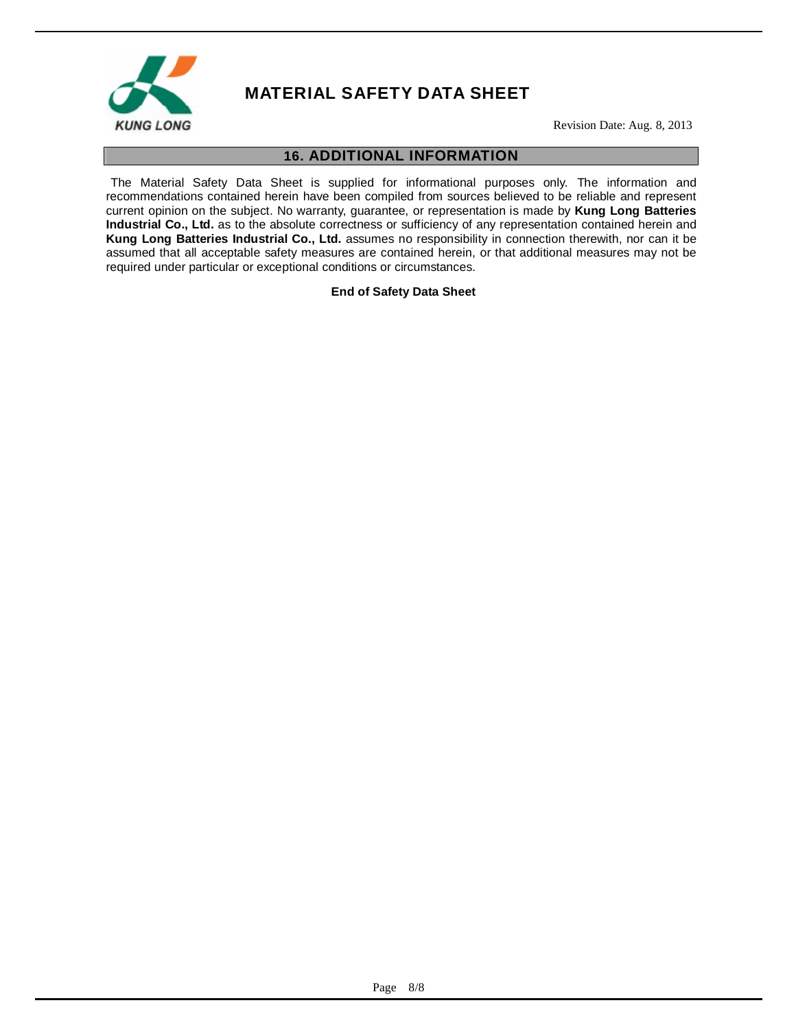## 16. ADDITIONAL INFORMATION

The Material Safety Data Sheet is supplied for informational purposes only. The information and recommendations contained herein have been compiled from sources believed to be reliable and represent current opinion on the subject. No warranty, guarantee, or representation is made by **Kung Long Batteries Industrial Co., Ltd.** as to the absolute correctness or sufficiency of any representation contained herein and **Kung Long Batteries Industrial Co., Ltd.** assumes no responsibility in connection therewith, nor can it be assumed that all acceptable safety measures are contained herein, or that additional measures may not be required under particular or exceptional conditions or circumstances.

**End of Safety Data Sheet**